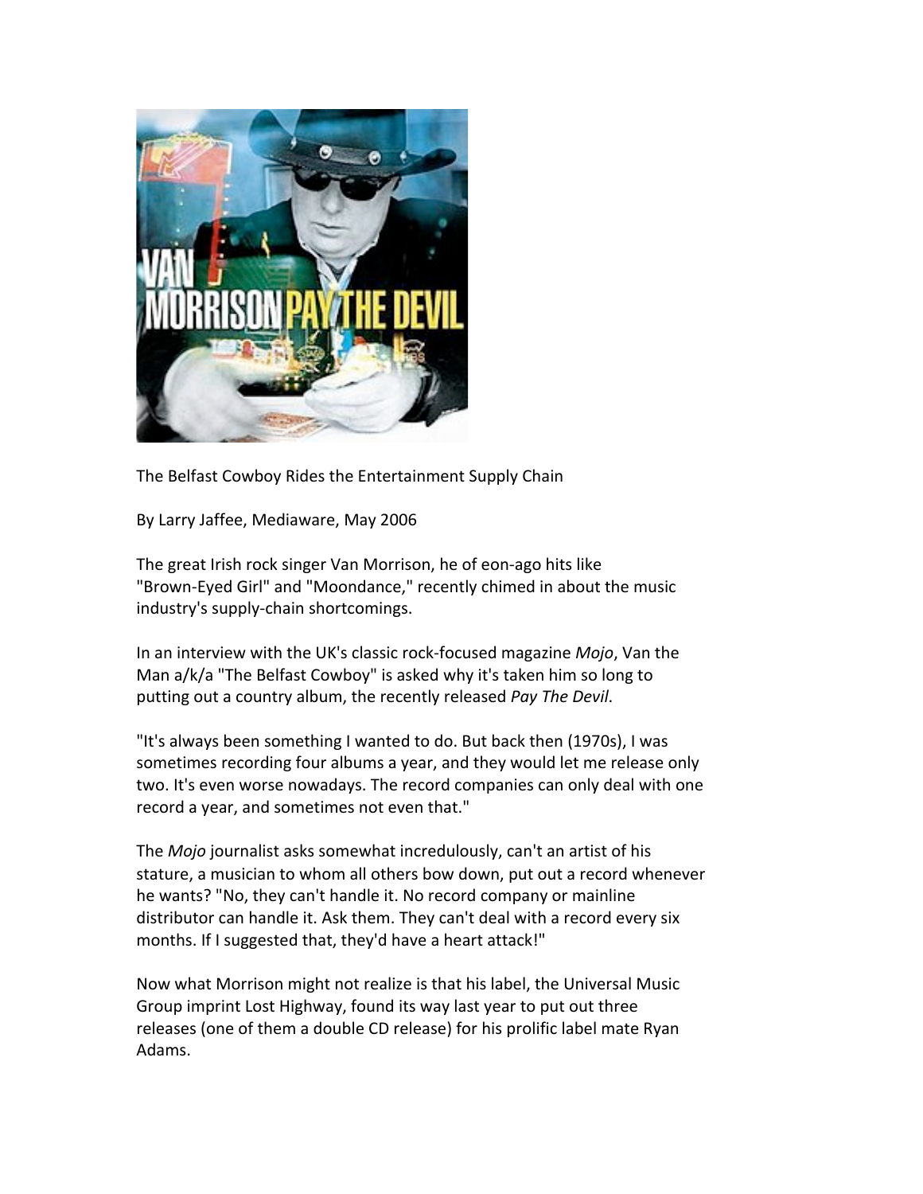The Belfast Cowboy Rides the Entertainment Supply Chain

By Larry Jaffee, Mediaware, May 2006

The great Irish rock singer Van Morrison, he of eon-ago hits like "Brown-Eyed Girl" and "Moondance," recently chimed in about the music industry's supply-chain shortcomings.

In an interview with the UK's classic rock-focused magazine *Mojo*, Van the Man a/k/a "The Belfast Cowboy" is asked why it's taken him so long to putting out a country album, the recently released *Pay The Devil*.

"It's always been something I wanted to do. But back then (1970s), I was sometimes recording four albums a year, and they would let me release only two. It's even worse nowadays. The record companies can only deal with one record a year, and sometimes not even that."

The *Mojo* journalist asks somewhat incredulously, can't an artist of his stature, a musician to whom all others bow down, put out a record whenever he wants? "No, they can't handle it. No record company or mainline distributor can handle it. Ask them. They can't deal with a record every six months. If I suggested that, they'd have a heart attack!"

Now what Morrison might not realize is that his label, the Universal Music Group imprint Lost Highway, found its way last year to put out three releases (one of them a double CD release) for his prolific label mate Ryan Adams.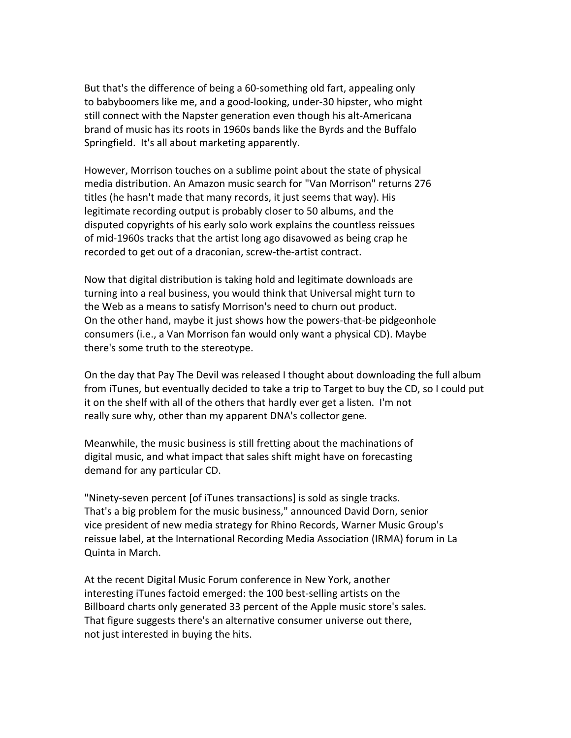But that's the difference of being a 60-something old fart, appealing only to babyboomers like me, and a good-looking, under-30 hipster, who might still connect with the Napster generation even though his alt-Americana brand of music has its roots in 1960s bands like the Byrds and the Buffalo Springfield. It's all about marketing apparently.

However, Morrison touches on a sublime point about the state of physical media distribution. An Amazon music search for "Van Morrison" returns 276 titles (he hasn't made that many records, it just seems that way). His legitimate recording output is probably closer to 50 albums, and the disputed copyrights of his early solo work explains the countless reissues of mid-1960s tracks that the artist long ago disavowed as being crap he recorded to get out of a draconian, screw-the-artist contract.

Now that digital distribution is taking hold and legitimate downloads are turning into a real business, you would think that Universal might turn to the Web as a means to satisfy Morrison's need to churn out product. On the other hand, maybe it just shows how the powers-that-be pidgeonhole consumers (i.e., a Van Morrison fan would only want a physical CD). Maybe there's some truth to the stereotype.

On the day that Pay The Devil was released I thought about downloading the full album from iTunes, but eventually decided to take a trip to Target to buy the CD, so I could put it on the shelf with all of the others that hardly ever get a listen. I'm not really sure why, other than my apparent DNA's collector gene.

Meanwhile, the music business is still fretting about the machinations of digital music, and what impact that sales shift might have on forecasting demand for any particular CD.

"Ninety-seven percent [of iTunes transactions] is sold as single tracks. That's a big problem for the music business," announced David Dorn, senior vice president of new media strategy for Rhino Records, Warner Music Group's reissue label, at the International Recording Media Association (IRMA) forum in La Quinta in March.

At the recent Digital Music Forum conference in New York, another interesting iTunes factoid emerged: the 100 best-selling artists on the Billboard charts only generated 33 percent of the Apple music store's sales. That figure suggests there's an alternative consumer universe out there, not just interested in buying the hits.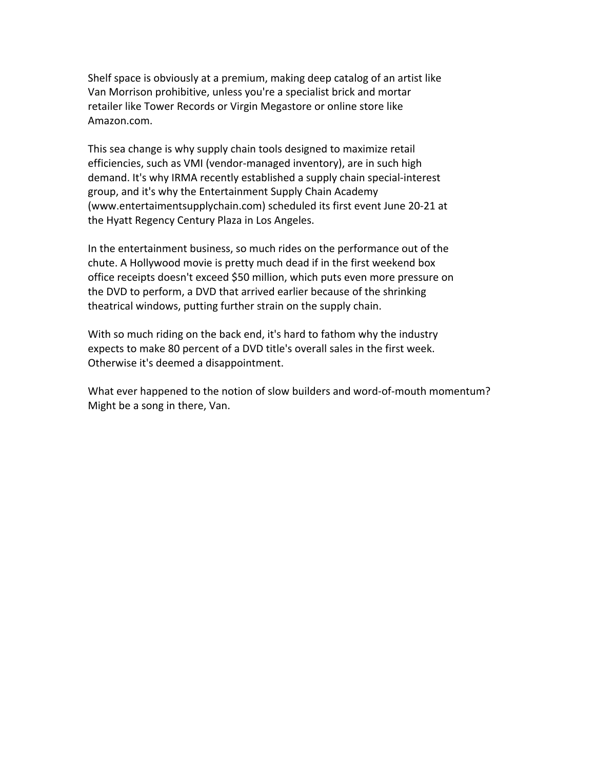Shelf space is obviously at a premium, making deep catalog of an artist like Van Morrison prohibitive, unless you're a specialist brick and mortar retailer like Tower Records or Virgin Megastore or online store like Amazon.com.

This sea change is why supply chain tools designed to maximize retail efficiencies, such as VMI (vendor-managed inventory), are in such high demand. It's why IRMA recently established a supply chain special-interest group, and it's why the Entertainment Supply Chain Academy (www.entertaimentsupplychain.com) scheduled its first event June 20-21 at the Hyatt Regency Century Plaza in Los Angeles.

In the entertainment business, so much rides on the performance out of the chute. A Hollywood movie is pretty much dead if in the first weekend box office receipts doesn't exceed $50 million, which puts even more pressure on the DVD to perform, a DVD that arrived earlier because of the shrinking theatrical windows, putting further strain on the supply chain.

With so much riding on the back end, it's hard to fathom why the industry expects to make 80 percent of a DVD title's overall sales in the first week. Otherwise it's deemed a disappointment.

What ever happened to the notion of slow builders and word-of-mouth momentum? Might be a song in there, Van.